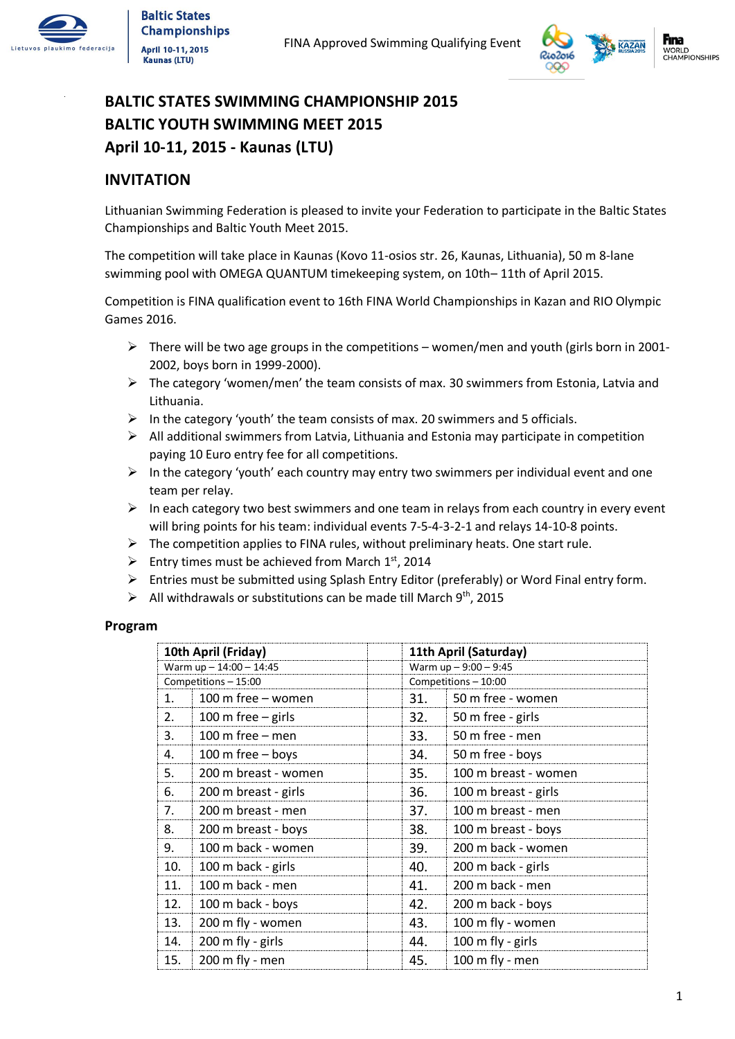# BALTIC STATES SWIMMING CHAMPIONSHIP 2015
# BALTIC YOUTH SWIMMING MEET 2015
# April 10-11, 2015 - Kaunas (LTU)

## INVITATION

Lithuanian Swimming Federation is pleased to invite your Federation to participate in the Baltic States Championships and Baltic Youth Meet 2015.

The competition will take place in Kaunas (Kovo 11-osios str. 26, Kaunas, Lithuania), 50 m 8-lane swimming pool with OMEGA QUANTUM timekeeping system, on 10th– 11th of April 2015.

Competition is FINA qualification event to 16th FINA World Championships in Kazan and RIO Olympic Games 2016.

- There will be two age groups in the competitions – women/men and youth (girls born in 2001-2002, boys born in 1999-2000).
- The category 'women/men' the team consists of max. 30 swimmers from Estonia, Latvia and Lithuania.
- In the category 'youth' the team consists of max. 20 swimmers and 5 officials.
- All additional swimmers from Latvia, Lithuania and Estonia may participate in competition paying 10 Euro entry fee for all competitions.
- In the category 'youth' each country may entry two swimmers per individual event and one team per relay.
- In each category two best swimmers and one team in relays from each country in every event will bring points for his team: individual events 7-5-4-3-2-1 and relays 14-10-8 points.
- The competition applies to FINA rules, without preliminary heats. One start rule.
- Entry times must be achieved from March 1st, 2014
- Entries must be submitted using Splash Entry Editor (preferably) or Word Final entry form.
- All withdrawals or substitutions can be made till March 9th, 2015

### Program

| 10th April (Friday) | | | 11th April (Saturday) | |
|---|---|---|---|---|
| Warm up – 14:00 – 14:45 | | | Warm up – 9:00 – 9:45 | |
| Competitions – 15:00 | | | Competitions – 10:00 | |
| 1. | 100 m free – women | | 31. | 50 m free - women |
| 2. | 100 m free – girls | | 32. | 50 m free - girls |
| 3. | 100 m free – men | | 33. | 50 m free - men |
| 4. | 100 m free – boys | | 34. | 50 m free - boys |
| 5. | 200 m breast - women | | 35. | 100 m breast - women |
| 6. | 200 m breast - girls | | 36. | 100 m breast - girls |
| 7. | 200 m breast - men | | 37. | 100 m breast - men |
| 8. | 200 m breast - boys | | 38. | 100 m breast - boys |
| 9. | 100 m back - women | | 39. | 200 m back - women |
| 10. | 100 m back - girls | | 40. | 200 m back - girls |
| 11. | 100 m back - men | | 41. | 200 m back - men |
| 12. | 100 m back - boys | | 42. | 200 m back - boys |
| 13. | 200 m fly - women | | 43. | 100 m fly - women |
| 14. | 200 m fly - girls | | 44. | 100 m fly - girls |
| 15. | 200 m fly - men | | 45. | 100 m fly - men |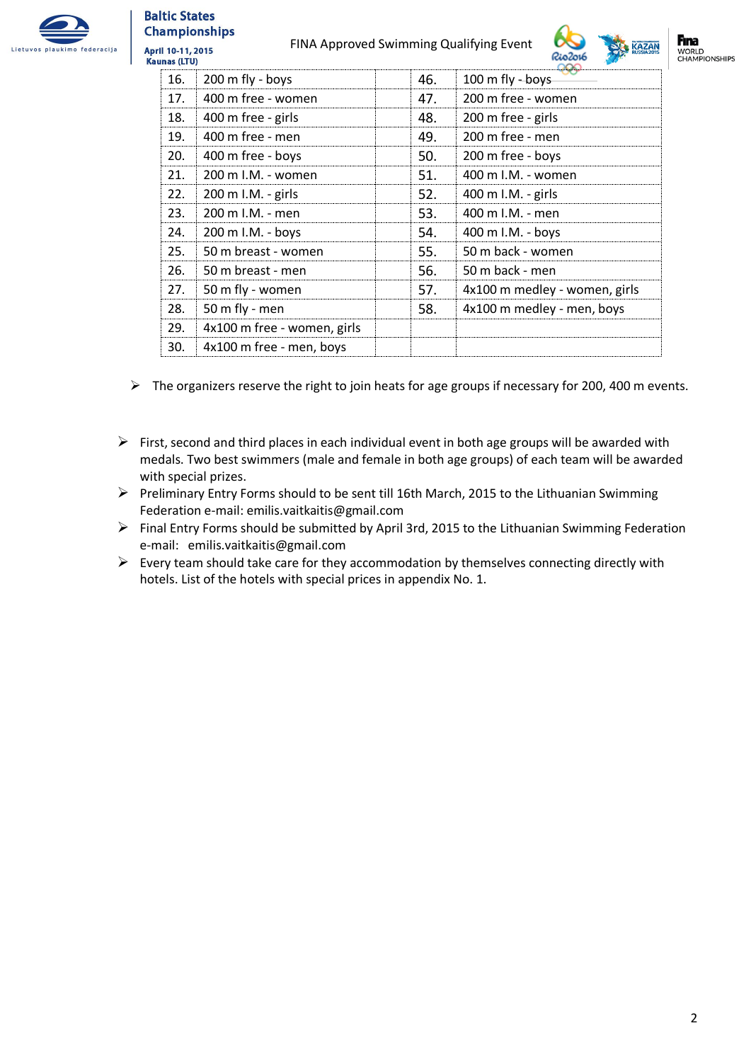| | | | | |
|---|---|---|---|---|
| 16. | 200 m fly - boys | | 46. | 100 m fly - boys |
| 17. | 400 m free - women | | 47. | 200 m free - women |
| 18. | 400 m free - girls | | 48. | 200 m free - girls |
| 19. | 400 m free - men | | 49. | 200 m free - men |
| 20. | 400 m free - boys | | 50. | 200 m free - boys |
| 21. | 200 m I.M. - women | | 51. | 400 m I.M. - women |
| 22. | 200 m I.M. - girls | | 52. | 400 m I.M. - girls |
| 23. | 200 m I.M. - men | | 53. | 400 m I.M. - men |
| 24. | 200 m I.M. - boys | | 54. | 400 m I.M. - boys |
| 25. | 50 m breast - women | | 55. | 50 m back - women |
| 26. | 50 m breast - men | | 56. | 50 m back - men |
| 27. | 50 m fly - women | | 57. | 4x100 m medley - women, girls |
| 28. | 50 m fly - men | | 58. | 4x100 m medley - men, boys |
| 29. | 4x100 m free - women, girls | | | |
| 30. | 4x100 m free - men, boys | | | |

- The organizers reserve the right to join heats for age groups if necessary for 200, 400 m events.

- First, second and third places in each individual event in both age groups will be awarded with medals. Two best swimmers (male and female in both age groups) of each team will be awarded with special prizes.
- Preliminary Entry Forms should to be sent till 16th March, 2015 to the Lithuanian Swimming Federation e-mail: emilis.vaitkaitis@gmail.com
- Final Entry Forms should be submitted by April 3rd, 2015 to the Lithuanian Swimming Federation e-mail: emilis.vaitkaitis@gmail.com
- Every team should take care for they accommodation by themselves connecting directly with hotels. List of the hotels with special prices in appendix No. 1.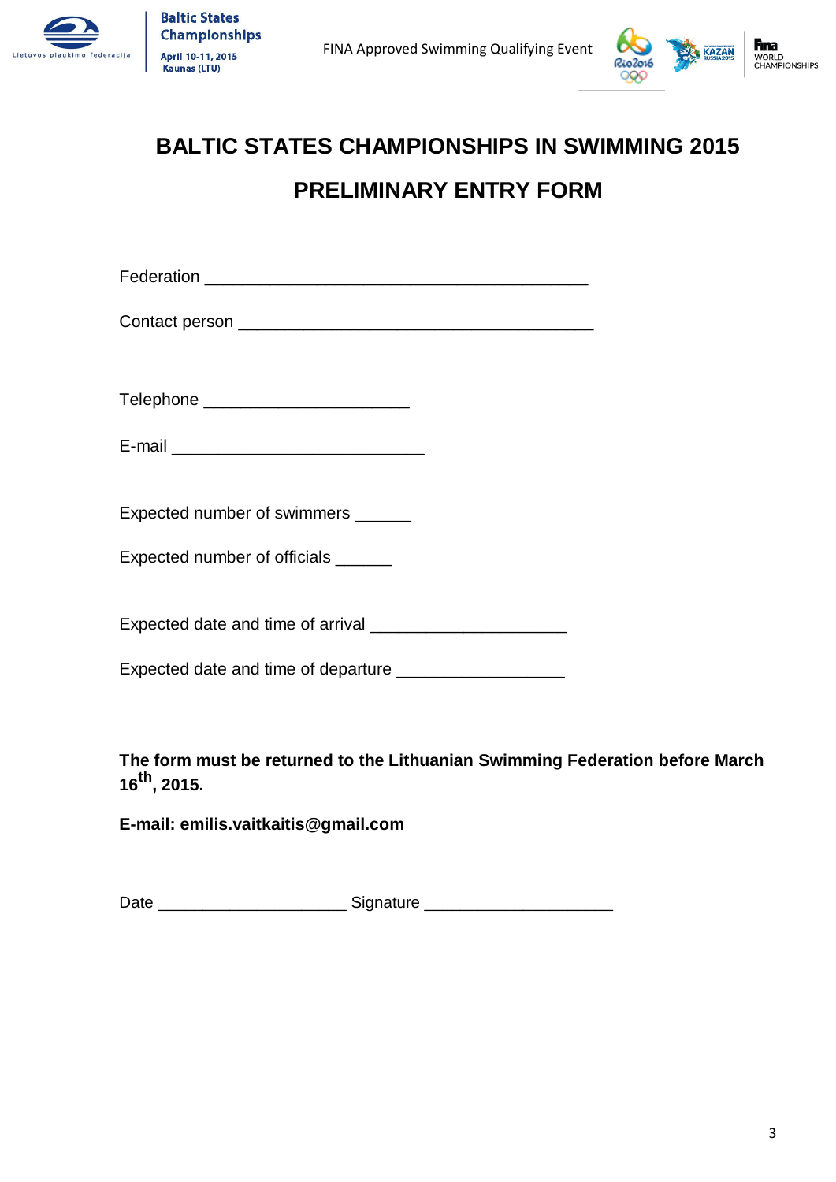# BALTIC STATES CHAMPIONSHIPS IN SWIMMING 2015

# PRELIMINARY ENTRY FORM

Federation ________________________________________

Contact person _____________________________________

Telephone ______________________

E-mail ___________________________

Expected number of swimmers ______

Expected number of officials ______

Expected date and time of arrival _____________________

Expected date and time of departure __________________

**The form must be returned to the Lithuanian Swimming Federation before March 16th, 2015.**

**E-mail: emilis.vaitkaitis@gmail.com**

Date ____________________ Signature ____________________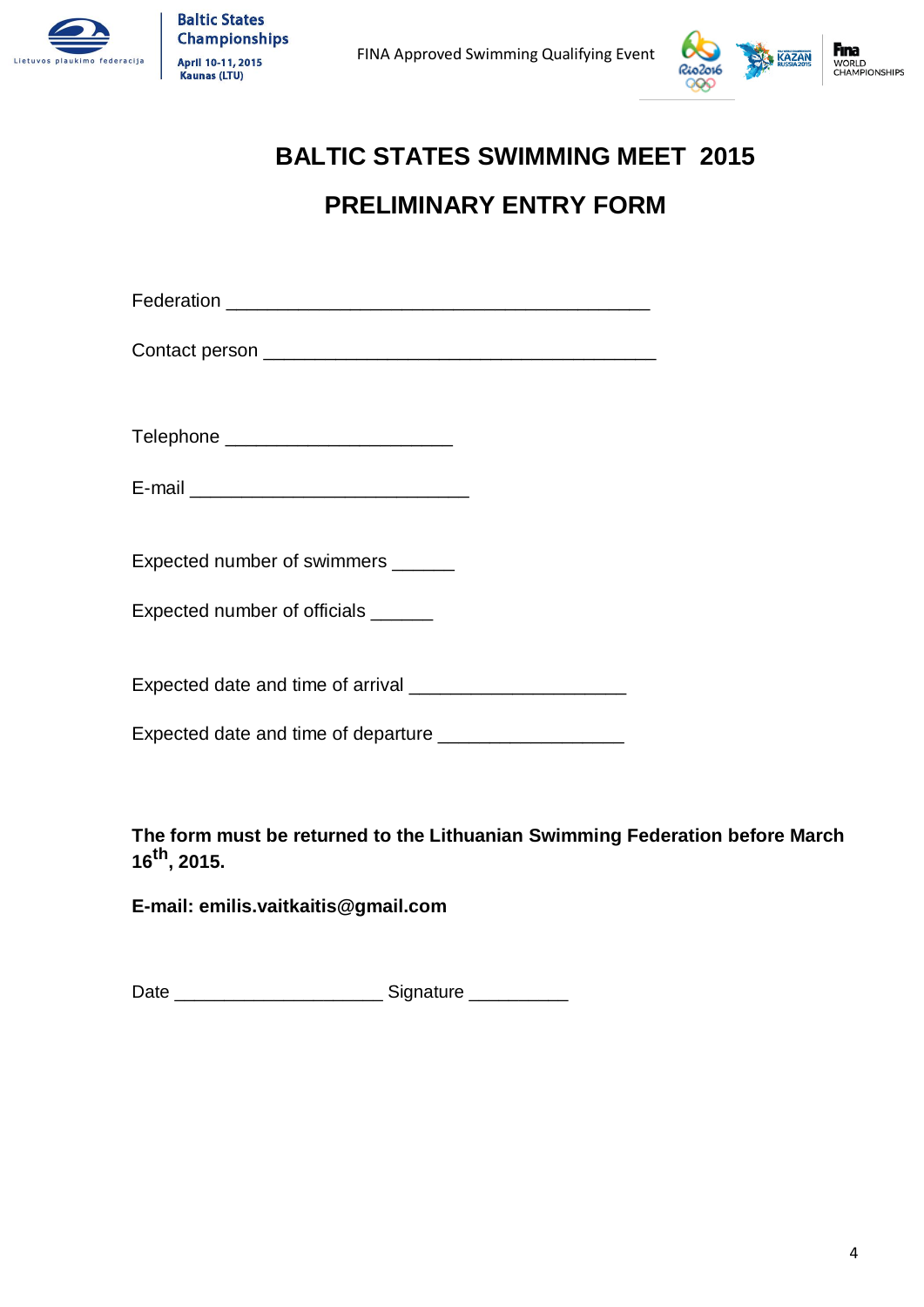# BALTIC STATES SWIMMING MEET 2015

## PRELIMINARY ENTRY FORM

Federation ________________________________________

Contact person ______________________________________

Telephone ______________________

E-mail ___________________________

Expected number of swimmers ______

Expected number of officials ______

Expected date and time of arrival _____________________

Expected date and time of departure __________________

**The form must be returned to the Lithuanian Swimming Federation before March 16th, 2015.**

**E-mail: emilis.vaitkaitis@gmail.com**

Date ____________________ Signature __________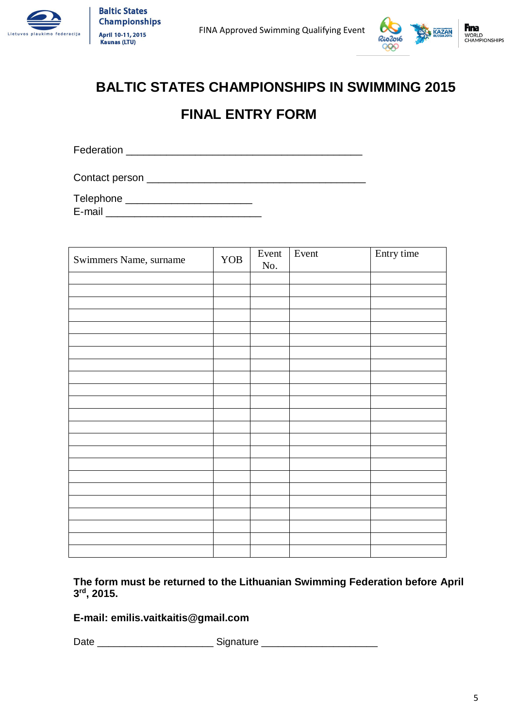# BALTIC STATES CHAMPIONSHIPS IN SWIMMING 2015

## FINAL ENTRY FORM

Federation ________________________________________

Contact person ______________________________________

Telephone ______________________
E-mail ___________________________

| Swimmers Name, surname | YOB | Event No. | Event | Entry time |
|---|---|---|---|---|
| | | | | |
| | | | | |
| | | | | |
| | | | | |
| | | | | |
| | | | | |
| | | | | |
| | | | | |
| | | | | |
| | | | | |
| | | | | |
| | | | | |
| | | | | |
| | | | | |
| | | | | |
| | | | | |
| | | | | |
| | | | | |
| | | | | |
| | | | | |
| | | | | |
| | | | | |
| | | | | |

**The form must be returned to the Lithuanian Swimming Federation before April 3rd, 2015.**

**E-mail: emilis.vaitkaitis@gmail.com**

Date ____________________ Signature ____________________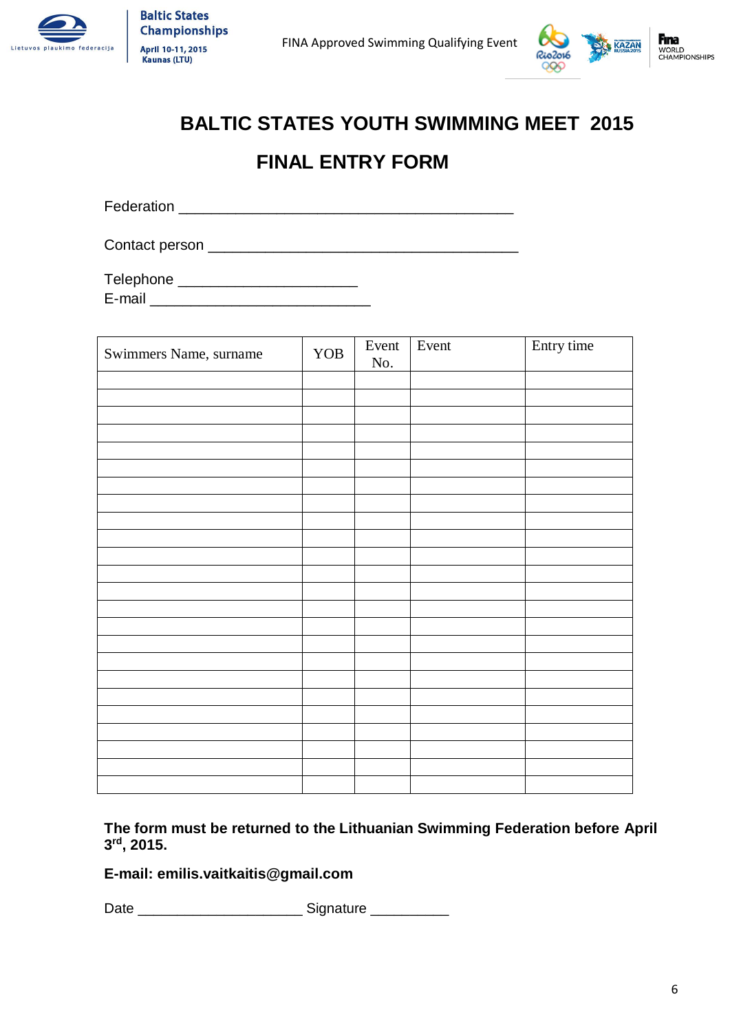# BALTIC STATES YOUTH SWIMMING MEET 2015

## FINAL ENTRY FORM

Federation ________________________________________

Contact person ______________________________________

Telephone ______________________

E-mail ___________________________

| Swimmers Name, surname | YOB | Event No. | Event | Entry time |
|---|---|---|---|---|
| | | | | |
| | | | | |
| | | | | |
| | | | | |
| | | | | |
| | | | | |
| | | | | |
| | | | | |
| | | | | |
| | | | | |
| | | | | |
| | | | | |
| | | | | |
| | | | | |
| | | | | |
| | | | | |
| | | | | |
| | | | | |
| | | | | |
| | | | | |
| | | | | |
| | | | | |
| | | | | |
| | | | | |

**The form must be returned to the Lithuanian Swimming Federation before April 3rd, 2015.**

**E-mail: emilis.vaitkaitis@gmail.com**

Date ____________________ Signature __________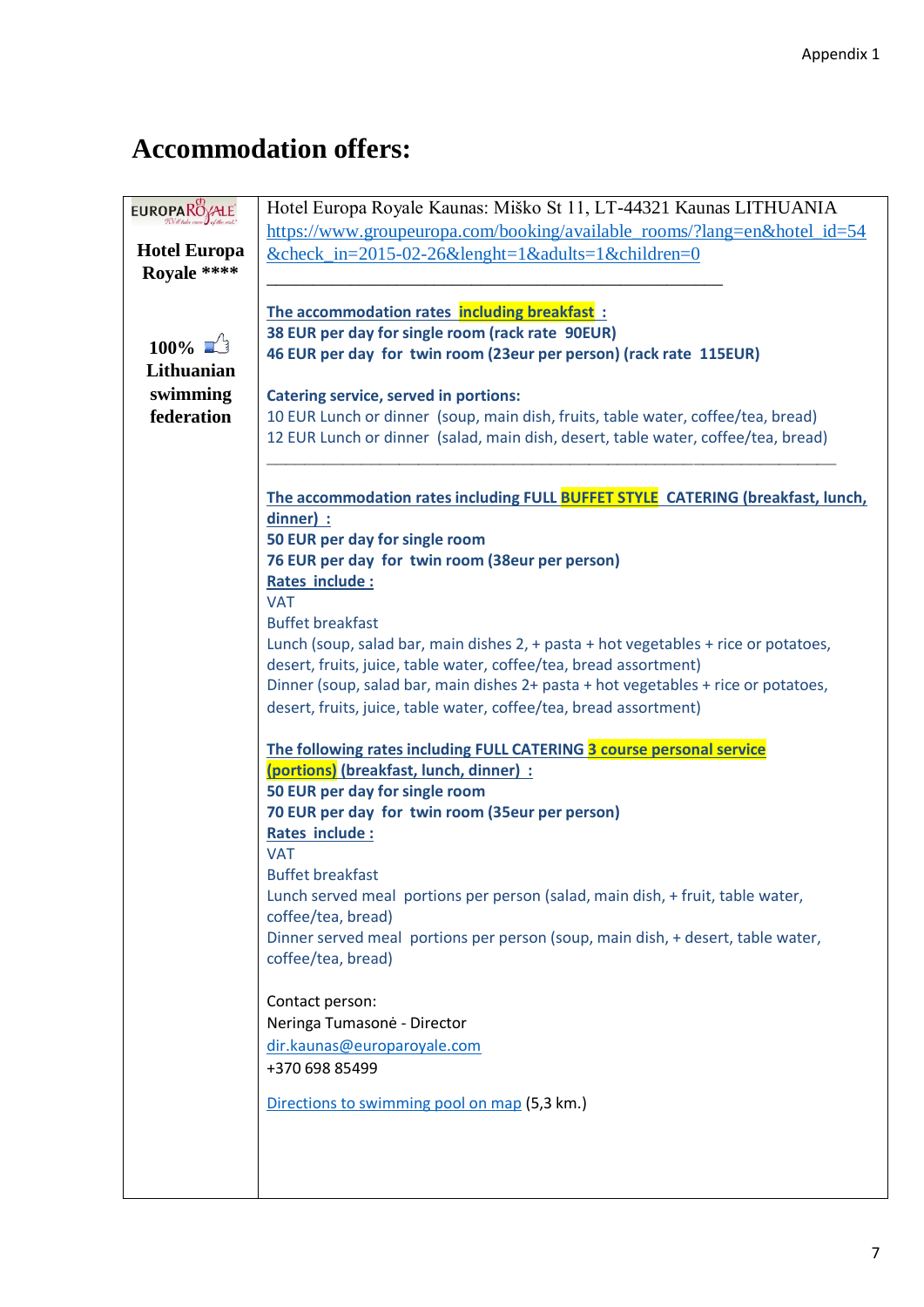Appendix 1

# Accommodation offers:

| EUROPA ROYALE<br><br>**Hotel Europa Royale \*\*\*\***<br><br>**100% Lithuanian swimming federation** | Hotel Europa Royale Kaunas: Miško St 11, LT-44321 Kaunas LITHUANIA<br>https://www.groupeuropa.com/booking/available_rooms/?lang=en&hotel_id=54&check_in=2015-02-26&lenght=1&adults=1&children=0<br>\_\_\_\_\_\_\_\_\_\_\_\_\_\_\_\_\_\_\_\_\_\_\_\_\_\_\_\_\_\_\_\_\_\_\_\_\_\_\_\_\_\_\_\_\_\_\_\_<br><br>**The accommodation rates including breakfast :**<br>**38 EUR per day for single room (rack rate 90EUR)**<br>**46 EUR per day for twin room (23eur per person) (rack rate 115EUR)**<br><br>**Catering service, served in portions:**<br>10 EUR Lunch or dinner (soup, main dish, fruits, table water, coffee/tea, bread)<br>12 EUR Lunch or dinner (salad, main dish, desert, table water, coffee/tea, bread)<br>\_\_\_\_\_\_\_\_\_\_\_\_\_\_\_\_\_\_\_\_\_\_\_\_\_\_\_\_\_\_\_\_\_\_\_\_\_\_\_\_\_\_\_\_\_\_\_\_<br><br>**The accommodation rates including FULL BUFFET STYLE CATERING (breakfast, lunch, dinner) :**<br>**50 EUR per day for single room**<br>**76 EUR per day for twin room (38eur per person)**<br>**Rates include :**<br>VAT<br>Buffet breakfast<br>Lunch (soup, salad bar, main dishes 2, + pasta + hot vegetables + rice or potatoes, desert, fruits, juice, table water, coffee/tea, bread assortment)<br>Dinner (soup, salad bar, main dishes 2+ pasta + hot vegetables + rice or potatoes, desert, fruits, juice, table water, coffee/tea, bread assortment)<br><br>**The following rates including FULL CATERING 3 course personal service (portions) (breakfast, lunch, dinner) :**<br>**50 EUR per day for single room**<br>**70 EUR per day for twin room (35eur per person)**<br>**Rates include :**<br>VAT<br>Buffet breakfast<br>Lunch served meal portions per person (salad, main dish, + fruit, table water, coffee/tea, bread)<br>Dinner served meal portions per person (soup, main dish, + desert, table water, coffee/tea, bread)<br><br>Contact person:<br>Neringa Tumasonė - Director<br>dir.kaunas@europaroyale.com<br>+370 698 85499<br><br>Directions to swimming pool on map (5,3 km.) |
|---|---|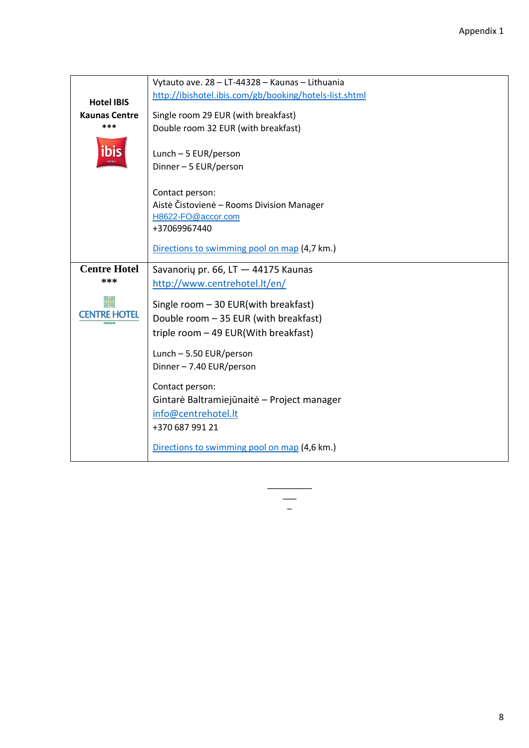Appendix 1

| | |
|---|---|
| **Hotel IBIS Kaunas Centre** \*\*\* | Vytauto ave. 28 – LT-44328 – Kaunas – Lithuania<br>http://ibishotel.ibis.com/gb/booking/hotels-list.shtml<br><br>Single room 29 EUR (with breakfast)<br>Double room 32 EUR (with breakfast)<br><br>Lunch – 5 EUR/person<br>Dinner – 5 EUR/person<br><br>Contact person:<br>Aistė Čistovienė – Rooms Division Manager<br>H8622-FO@accor.com<br>+37069967440<br><br>Directions to swimming pool on map (4,7 km.) |
| **Centre Hotel** \*\*\* | Savanorių pr. 66, LT — 44175 Kaunas<br>http://www.centrehotel.lt/en/<br><br>Single room – 30 EUR(with breakfast)<br>Double room – 35 EUR (with breakfast)<br>triple room – 49 EUR(With breakfast)<br><br>Lunch – 5.50 EUR/person<br>Dinner – 7.40 EUR/person<br><br>Contact person:<br>Gintarė Baltramiejūnaitė – Project manager<br>info@centrehotel.lt<br>+370 687 991 21<br><br>Directions to swimming pool on map (4,6 km.) |